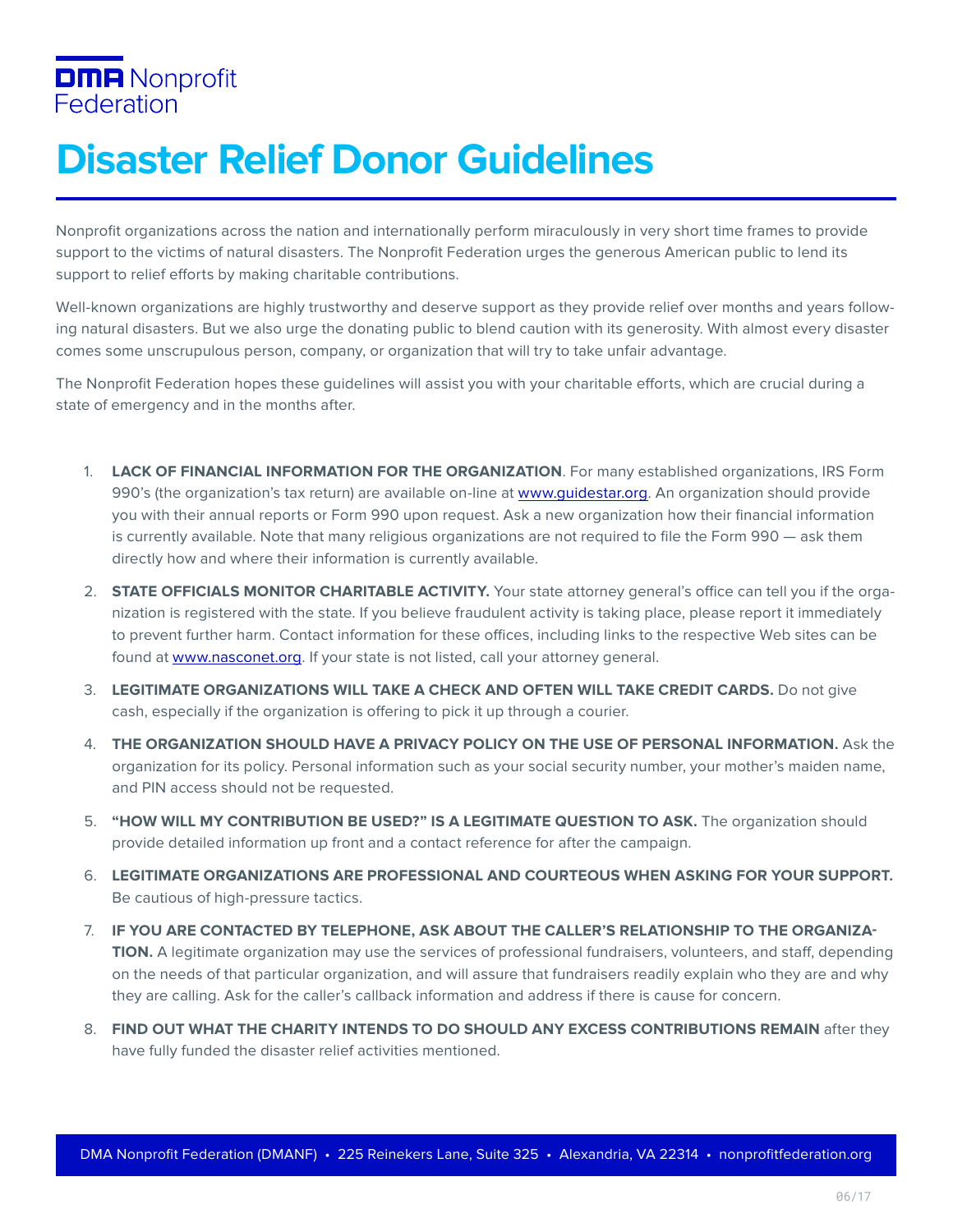DMA Nonprofit Federation

# Disaster Relief Donor Guidelines

Nonprofit organizations across the nation and internationally perform miraculously in very short time frames to provide support to the victims of natural disasters. The Nonprofit Federation urges the generous American public to lend its support to relief efforts by making charitable contributions.

Well-known organizations are highly trustworthy and deserve support as they provide relief over months and years following natural disasters. But we also urge the donating public to blend caution with its generosity. With almost every disaster comes some unscrupulous person, company, or organization that will try to take unfair advantage.

The Nonprofit Federation hopes these guidelines will assist you with your charitable efforts, which are crucial during a state of emergency and in the months after.

1. **LACK OF FINANCIAL INFORMATION FOR THE ORGANIZATION**. For many established organizations, IRS Form 990's (the organization's tax return) are available on-line at www.guidestar.org. An organization should provide you with their annual reports or Form 990 upon request. Ask a new organization how their financial information is currently available. Note that many religious organizations are not required to file the Form 990 — ask them directly how and where their information is currently available.
2. **STATE OFFICIALS MONITOR CHARITABLE ACTIVITY.** Your state attorney general's office can tell you if the organization is registered with the state. If you believe fraudulent activity is taking place, please report it immediately to prevent further harm. Contact information for these offices, including links to the respective Web sites can be found at www.nasconet.org. If your state is not listed, call your attorney general.
3. **LEGITIMATE ORGANIZATIONS WILL TAKE A CHECK AND OFTEN WILL TAKE CREDIT CARDS.** Do not give cash, especially if the organization is offering to pick it up through a courier.
4. **THE ORGANIZATION SHOULD HAVE A PRIVACY POLICY ON THE USE OF PERSONAL INFORMATION.** Ask the organization for its policy. Personal information such as your social security number, your mother's maiden name, and PIN access should not be requested.
5. **"HOW WILL MY CONTRIBUTION BE USED?" IS A LEGITIMATE QUESTION TO ASK.** The organization should provide detailed information up front and a contact reference for after the campaign.
6. **LEGITIMATE ORGANIZATIONS ARE PROFESSIONAL AND COURTEOUS WHEN ASKING FOR YOUR SUPPORT.** Be cautious of high-pressure tactics.
7. **IF YOU ARE CONTACTED BY TELEPHONE, ASK ABOUT THE CALLER'S RELATIONSHIP TO THE ORGANIZATION.** A legitimate organization may use the services of professional fundraisers, volunteers, and staff, depending on the needs of that particular organization, and will assure that fundraisers readily explain who they are and why they are calling. Ask for the caller's callback information and address if there is cause for concern.
8. **FIND OUT WHAT THE CHARITY INTENDS TO DO SHOULD ANY EXCESS CONTRIBUTIONS REMAIN** after they have fully funded the disaster relief activities mentioned.

DMA Nonprofit Federation (DMANF) • 225 Reinekers Lane, Suite 325 • Alexandria, VA 22314 • nonprofitfederation.org

06/17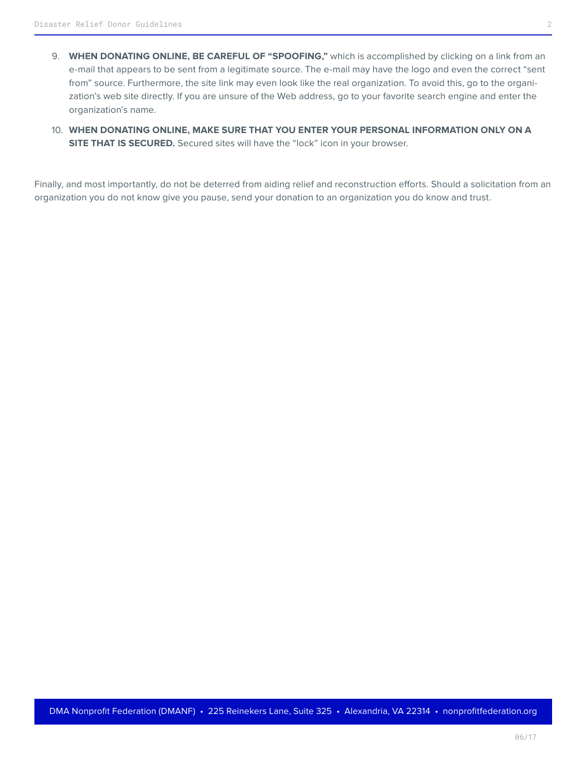9. **WHEN DONATING ONLINE, BE CAREFUL OF "SPOOFING,"** which is accomplished by clicking on a link from an e-mail that appears to be sent from a legitimate source. The e-mail may have the logo and even the correct "sent from" source. Furthermore, the site link may even look like the real organization. To avoid this, go to the organization's web site directly. If you are unsure of the Web address, go to your favorite search engine and enter the organization's name.

10. **WHEN DONATING ONLINE, MAKE SURE THAT YOU ENTER YOUR PERSONAL INFORMATION ONLY ON A SITE THAT IS SECURED.** Secured sites will have the "lock" icon in your browser.

Finally, and most importantly, do not be deterred from aiding relief and reconstruction efforts. Should a solicitation from an organization you do not know give you pause, send your donation to an organization you do know and trust.

DMA Nonprofit Federation (DMANF) • 225 Reinekers Lane, Suite 325 • Alexandria, VA 22314 • nonprofitfederation.org

06/17